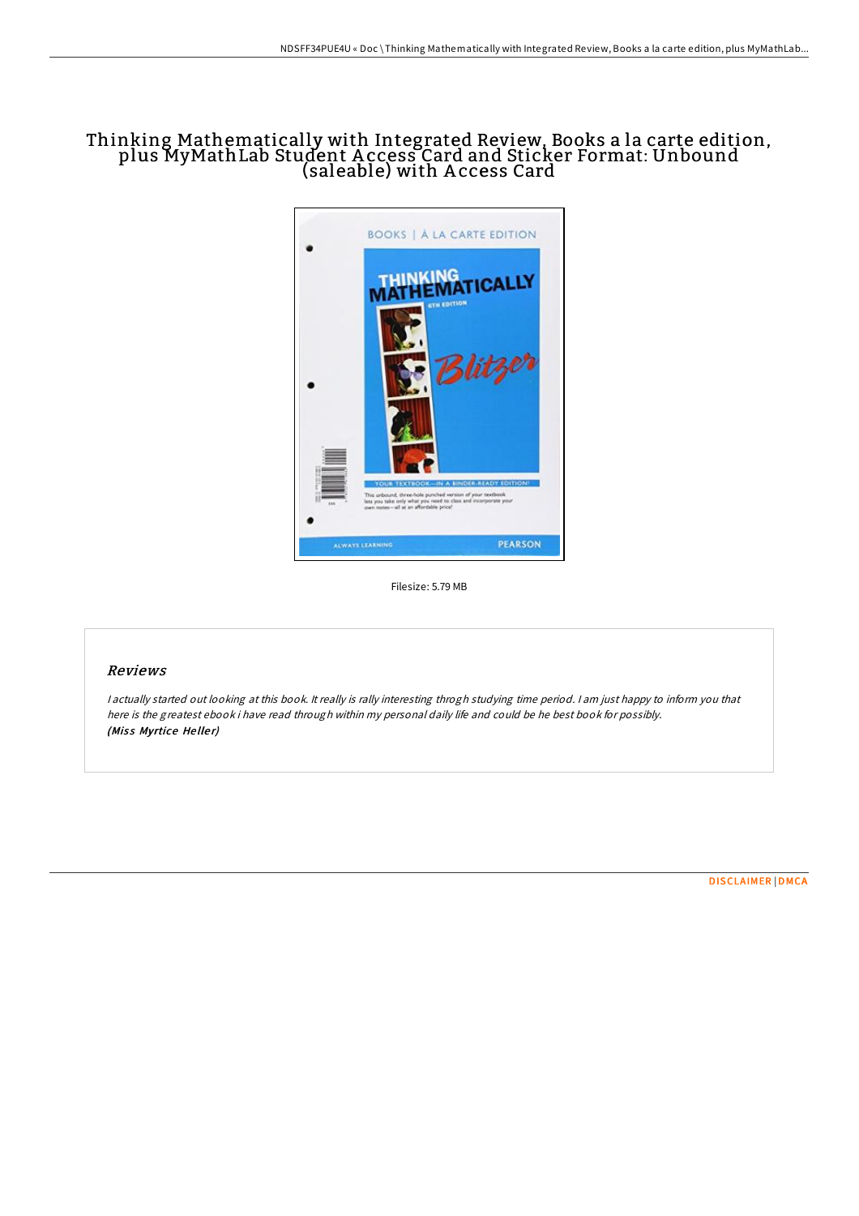# Thinking Mathematically with Integrated Review, Books a la carte edition, plus MyMathLab Student Access Card and Sticker Format: Unbound (saleable) with Access Card

Filesize: 5.79 MB

## Reviews

*I actually started out looking at this book. It really is rally interesting throgh studying time period. I am just happy to inform you that here is the greatest ebook i have read through within my personal daily life and could be he best book for possibly.*
***(Miss Myrtice Heller)***

DISCLAIMER | DMCA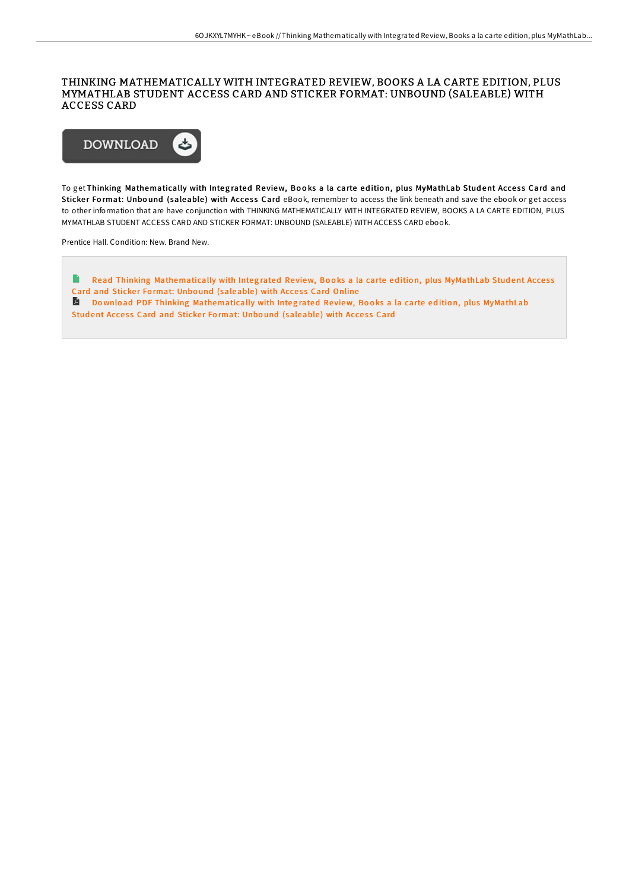# THINKING MATHEMATICALLY WITH INTEGRATED REVIEW, BOOKS A LA CARTE EDITION, PLUS MYMATHLAB STUDENT ACCESS CARD AND STICKER FORMAT: UNBOUND (SALEABLE) WITH ACCESS CARD

DOWNLOAD

To get **Thinking Mathematically with Integrated Review, Books a la carte edition, plus MyMathLab Student Access Card and Sticker Format: Unbound (saleable) with Access Card** eBook, remember to access the link beneath and save the ebook or get access to other information that are have conjunction with THINKING MATHEMATICALLY WITH INTEGRATED REVIEW, BOOKS A LA CARTE EDITION, PLUS MYMATHLAB STUDENT ACCESS CARD AND STICKER FORMAT: UNBOUND (SALEABLE) WITH ACCESS CARD ebook.

Prentice Hall. Condition: New. Brand New.

Read Thinking Mathematically with Integrated Review, Books a la carte edition, plus MyMathLab Student Access Card and Sticker Format: Unbound (saleable) with Access Card Online

Download PDF Thinking Mathematically with Integrated Review, Books a la carte edition, plus MyMathLab Student Access Card and Sticker Format: Unbound (saleable) with Access Card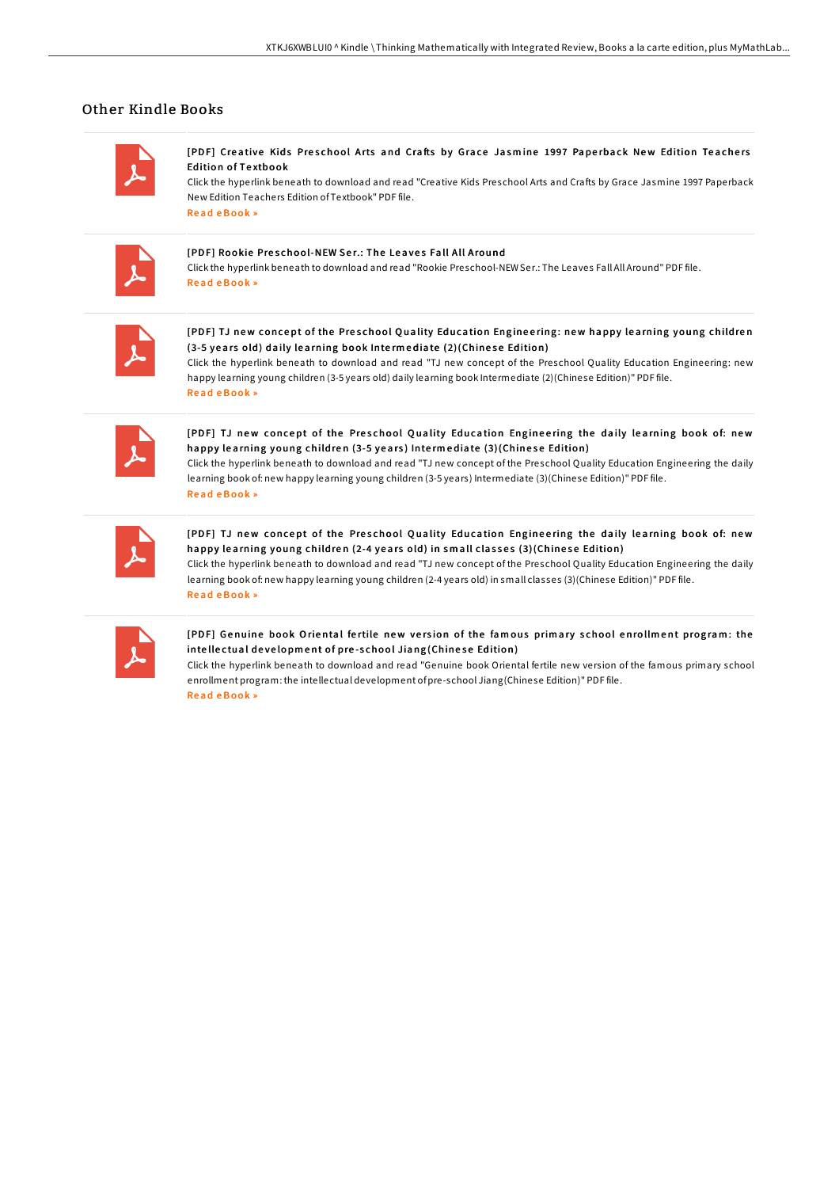## Other Kindle Books

[PDF] Creative Kids Preschool Arts and Crafts by Grace Jasmine 1997 Paperback New Edition Teachers Edition of Textbook

Click the hyperlink beneath to download and read "Creative Kids Preschool Arts and Crafts by Grace Jasmine 1997 Paperback New Edition Teachers Edition of Textbook" PDF file.

Read eBook »

[PDF] Rookie Preschool-NEW Ser.: The Leaves Fall All Around

Click the hyperlink beneath to download and read "Rookie Preschool-NEW Ser.: The Leaves Fall All Around" PDF file.

Read eBook »

[PDF] TJ new concept of the Preschool Quality Education Engineering: new happy learning young children (3-5 years old) daily learning book Intermediate (2)(Chinese Edition)

Click the hyperlink beneath to download and read "TJ new concept of the Preschool Quality Education Engineering: new happy learning young children (3-5 years old) daily learning book Intermediate (2)(Chinese Edition)" PDF file.

Read eBook »

[PDF] TJ new concept of the Preschool Quality Education Engineering the daily learning book of: new happy learning young children (3-5 years) Intermediate (3)(Chinese Edition)

Click the hyperlink beneath to download and read "TJ new concept of the Preschool Quality Education Engineering the daily learning book of: new happy learning young children (3-5 years) Intermediate (3)(Chinese Edition)" PDF file.

Read eBook »

[PDF] TJ new concept of the Preschool Quality Education Engineering the daily learning book of: new happy learning young children (2-4 years old) in small classes (3)(Chinese Edition)

Click the hyperlink beneath to download and read "TJ new concept of the Preschool Quality Education Engineering the daily learning book of: new happy learning young children (2-4 years old) in small classes (3)(Chinese Edition)" PDF file.

Read eBook »

[PDF] Genuine book Oriental fertile new version of the famous primary school enrollment program: the intellectual development of pre-school Jiang(Chinese Edition)

Click the hyperlink beneath to download and read "Genuine book Oriental fertile new version of the famous primary school enrollment program: the intellectual development of pre-school Jiang(Chinese Edition)" PDF file.

Read eBook »